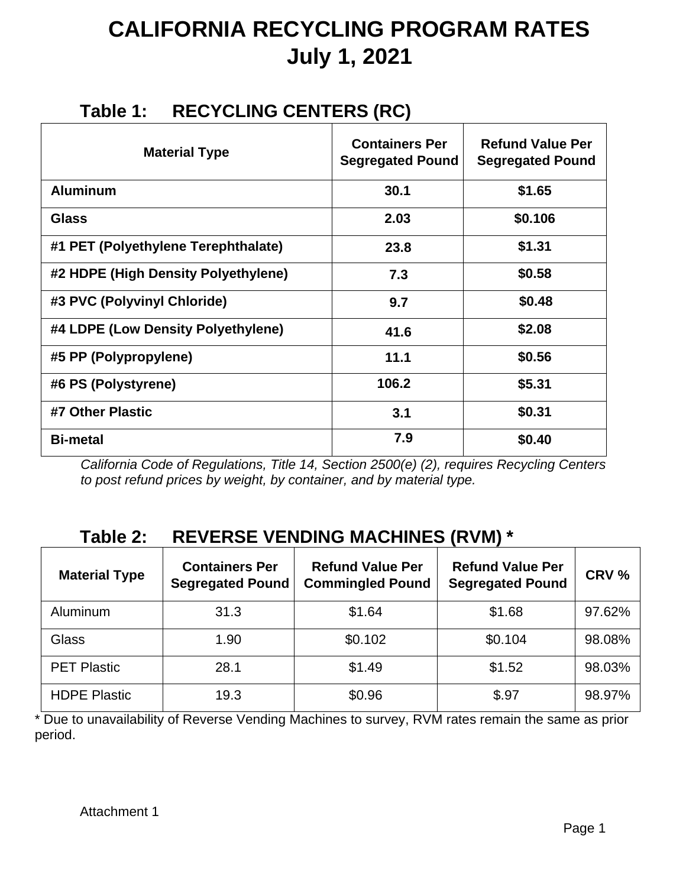# CALIFORNIA RECYCLING PROGRAM RATES
# July 1, 2021

## Table 1: RECYCLING CENTERS (RC)

| Material Type | Containers Per Segregated Pound | Refund Value Per Segregated Pound |
|---|---|---|
| **Aluminum** | **30.1** | **$1.65** |
| **Glass** | **2.03** | **$0.106** |
| **#1 PET (Polyethylene Terephthalate)** | **23.8** | **$1.31** |
| **#2 HDPE (High Density Polyethylene)** | **7.3** | **$0.58** |
| **#3 PVC (Polyvinyl Chloride)** | **9.7** | **$0.48** |
| **#4 LDPE (Low Density Polyethylene)** | **41.6** | **$2.08** |
| **#5 PP (Polypropylene)** | **11.1** | **$0.56** |
| **#6 PS (Polystyrene)** | **106.2** | **$5.31** |
| **#7 Other Plastic** | **3.1** | **$0.31** |
| **Bi-metal** | **7.9** | **$0.40** |

*California Code of Regulations, Title 14, Section 2500(e) (2), requires Recycling Centers to post refund prices by weight, by container, and by material type.*

## Table 2: REVERSE VENDING MACHINES (RVM) *

| Material Type | Containers Per Segregated Pound | Refund Value Per Commingled Pound | Refund Value Per Segregated Pound | CRV % |
|---|---|---|---|---|
| Aluminum | 31.3 | $1.64 | $1.68 | 97.62% |
| Glass | 1.90 | $0.102 | $0.104 | 98.08% |
| PET Plastic | 28.1 | $1.49 | $1.52 | 98.03% |
| HDPE Plastic | 19.3 | $0.96 | $.97 | 98.97% |

* Due to unavailability of Reverse Vending Machines to survey, RVM rates remain the same as prior period.

Attachment 1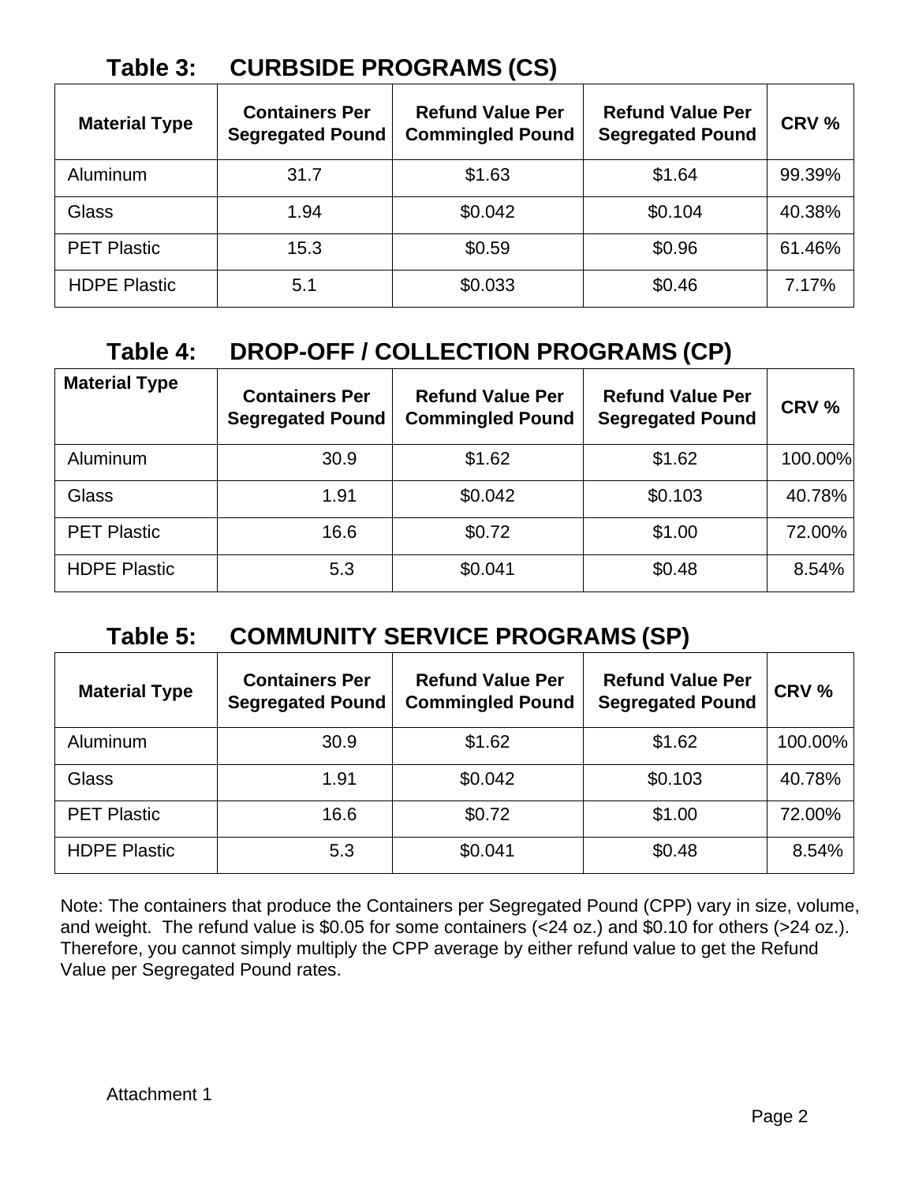## Table 3: CURBSIDE PROGRAMS (CS)

| Material Type | Containers Per Segregated Pound | Refund Value Per Commingled Pound | Refund Value Per Segregated Pound | CRV % |
|---|---|---|---|---|
| Aluminum | 31.7 | $1.63 | $1.64 | 99.39% |
| Glass | 1.94 | $0.042 | $0.104 | 40.38% |
| PET Plastic | 15.3 | $0.59 | $0.96 | 61.46% |
| HDPE Plastic | 5.1 | $0.033 | $0.46 | 7.17% |

## Table 4: DROP-OFF / COLLECTION PROGRAMS (CP)

| Material Type | Containers Per Segregated Pound | Refund Value Per Commingled Pound | Refund Value Per Segregated Pound | CRV % |
|---|---|---|---|---|
| Aluminum | 30.9 | $1.62 | $1.62 | 100.00% |
| Glass | 1.91 | $0.042 | $0.103 | 40.78% |
| PET Plastic | 16.6 | $0.72 | $1.00 | 72.00% |
| HDPE Plastic | 5.3 | $0.041 | $0.48 | 8.54% |

## Table 5: COMMUNITY SERVICE PROGRAMS (SP)

| Material Type | Containers Per Segregated Pound | Refund Value Per Commingled Pound | Refund Value Per Segregated Pound | CRV % |
|---|---|---|---|---|
| Aluminum | 30.9 | $1.62 | $1.62 | 100.00% |
| Glass | 1.91 | $0.042 | $0.103 | 40.78% |
| PET Plastic | 16.6 | $0.72 | $1.00 | 72.00% |
| HDPE Plastic | 5.3 | $0.041 | $0.48 | 8.54% |

Note: The containers that produce the Containers per Segregated Pound (CPP) vary in size, volume, and weight. The refund value is $0.05 for some containers (<24 oz.) and $0.10 for others (>24 oz.). Therefore, you cannot simply multiply the CPP average by either refund value to get the Refund Value per Segregated Pound rates.

Attachment 1